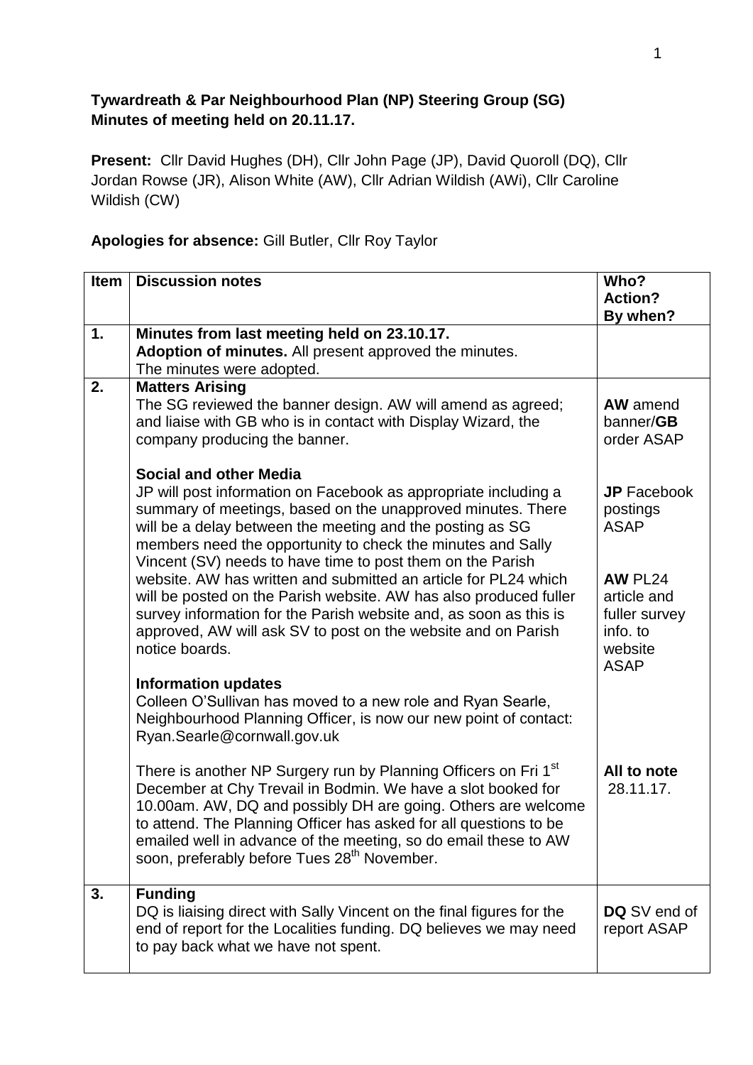**Tywardreath & Par Neighbourhood Plan (NP) Steering Group (SG)**
**Minutes of meeting held on 20.11.17.**

**Present:** Cllr David Hughes (DH), Cllr John Page (JP), David Quoroll (DQ), Cllr Jordan Rowse (JR), Alison White (AW), Cllr Adrian Wildish (AWi), Cllr Caroline Wildish (CW)

**Apologies for absence:** Gill Butler, Cllr Roy Taylor

| Item | Discussion notes | Who? Action? By when? |
|---|---|---|
| **1.** | **Minutes from last meeting held on 23.10.17.**<br>**Adoption of minutes.** All present approved the minutes.<br>The minutes were adopted. | |
| **2.** | **Matters Arising**<br>The SG reviewed the banner design. AW will amend as agreed; and liaise with GB who is in contact with Display Wizard, the company producing the banner. | **AW** amend banner/**GB** order ASAP |
| | **Social and other Media**<br>JP will post information on Facebook as appropriate including a summary of meetings, based on the unapproved minutes. There will be a delay between the meeting and the posting as SG members need the opportunity to check the minutes and Sally Vincent (SV) needs to have time to post them on the Parish website. AW has written and submitted an article for PL24 which will be posted on the Parish website. AW has also produced fuller survey information for the Parish website and, as soon as this is approved, AW will ask SV to post on the website and on Parish notice boards. | **JP** Facebook postings ASAP<br><br>**AW** PL24 article and fuller survey info. to website ASAP |
| | **Information updates**<br>Colleen O'Sullivan has moved to a new role and Ryan Searle, Neighbourhood Planning Officer, is now our new point of contact: Ryan.Searle@cornwall.gov.uk | |
| | There is another NP Surgery run by Planning Officers on Fri 1st December at Chy Trevail in Bodmin. We have a slot booked for 10.00am. AW, DQ and possibly DH are going. Others are welcome to attend. The Planning Officer has asked for all questions to be emailed well in advance of the meeting, so do email these to AW soon, preferably before Tues 28th November. | **All to note** 28.11.17. |
| **3.** | **Funding**<br>DQ is liaising direct with Sally Vincent on the final figures for the end of report for the Localities funding. DQ believes we may need to pay back what we have not spent. | **DQ** SV end of report ASAP |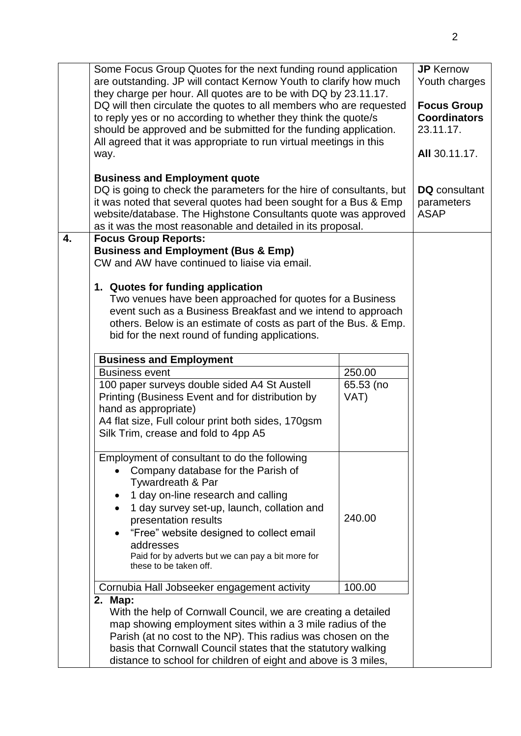| | | |
|---|---|---|
| | Some Focus Group Quotes for the next funding round application are outstanding. JP will contact Kernow Youth to clarify how much they charge per hour. All quotes are to be with DQ by 23.11.17. DQ will then circulate the quotes to all members who are requested to reply yes or no according to whether they think the quote/s should be approved and be submitted for the funding application. All agreed that it was appropriate to run virtual meetings in this way.<br><br>**Business and Employment quote**<br>DQ is going to check the parameters for the hire of consultants, but it was noted that several quotes had been sought for a Bus & Emp website/database. The Highstone Consultants quote was approved as it was the most reasonable and detailed in its proposal. | **JP** Kernow Youth charges<br><br>**Focus Group Coordinators** 23.11.17.<br><br>**All** 30.11.17.<br><br>**DQ** consultant parameters ASAP |
| **4.** | **Focus Group Reports:**<br>**Business and Employment (Bus & Emp)**<br>CW and AW have continued to liaise via email.<br><br>**1. Quotes for funding application**<br>Two venues have been approached for quotes for a Business event such as a Business Breakfast and we intend to approach others. Below is an estimate of costs as part of the Bus. & Emp. bid for the next round of funding applications. | |

| **Business and Employment** | |
|---|---|
| Business event | 250.00 |
| 100 paper surveys double sided A4 St Austell Printing (Business Event and for distribution by hand as appropriate)<br>A4 flat size, Full colour print both sides, 170gsm Silk Trim, crease and fold to 4pp A5 | 65.53 (no VAT) |
| Employment of consultant to do the following<br>• Company database for the Parish of Tywardreath & Par<br>• 1 day on-line research and calling<br>• 1 day survey set-up, launch, collation and presentation results<br>• "Free" website designed to collect email addresses<br>Paid for by adverts but we can pay a bit more for these to be taken off. | 240.00 |
| Cornubia Hall Jobseeker engagement activity | 100.00 |

**2. Map:**
With the help of Cornwall Council, we are creating a detailed map showing employment sites within a 3 mile radius of the Parish (at no cost to the NP). This radius was chosen on the basis that Cornwall Council states that the statutory walking distance to school for children of eight and above is 3 miles,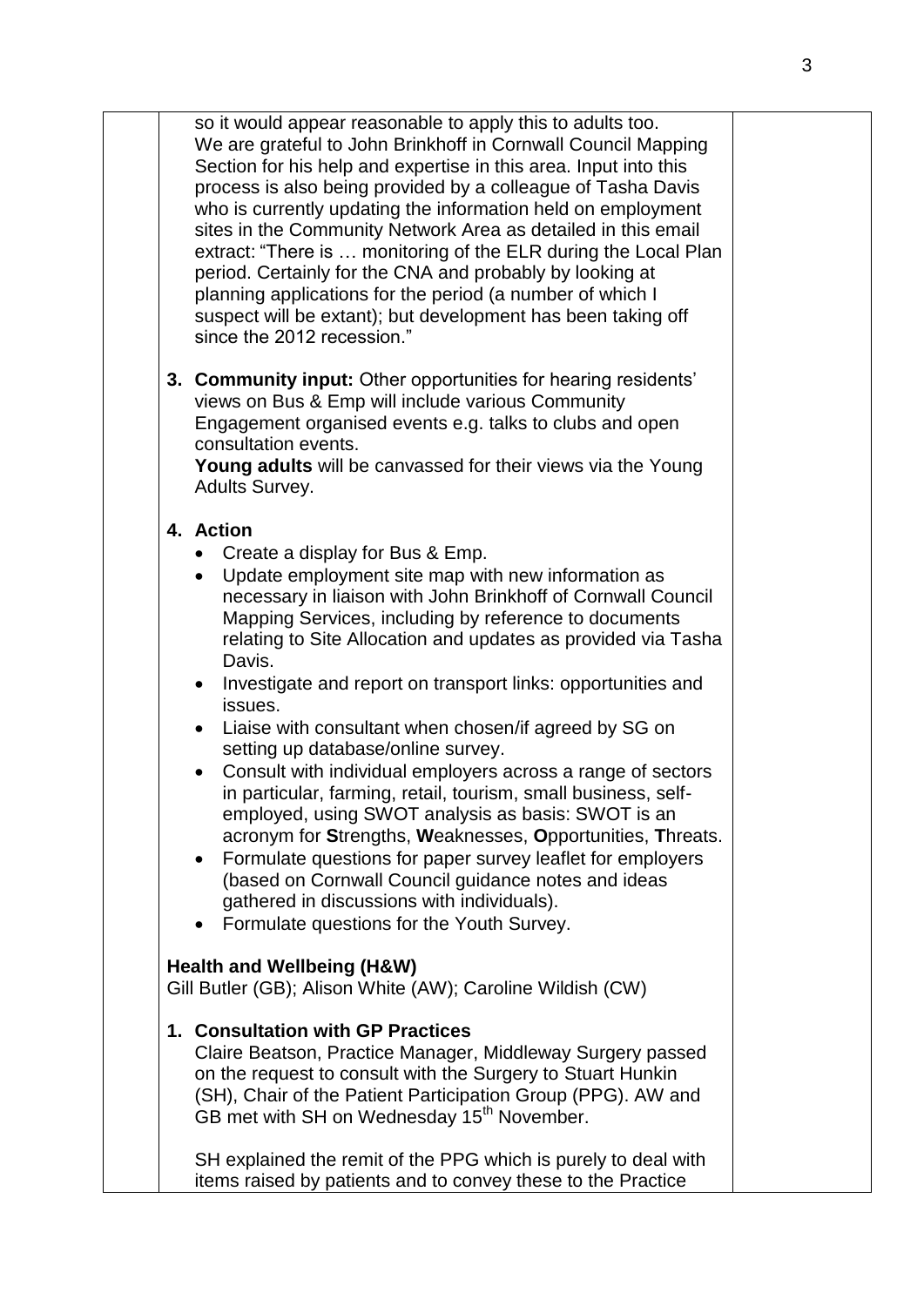so it would appear reasonable to apply this to adults too.
We are grateful to John Brinkhoff in Cornwall Council Mapping Section for his help and expertise in this area. Input into this process is also being provided by a colleague of Tasha Davis who is currently updating the information held on employment sites in the Community Network Area as detailed in this email extract: "There is … monitoring of the ELR during the Local Plan period. Certainly for the CNA and probably by looking at planning applications for the period (a number of which I suspect will be extant); but development has been taking off since the 2012 recession."

3. **Community input:** Other opportunities for hearing residents' views on Bus & Emp will include various Community Engagement organised events e.g. talks to clubs and open consultation events.
   **Young adults** will be canvassed for their views via the Young Adults Survey.

4. **Action**
   - Create a display for Bus & Emp.
   - Update employment site map with new information as necessary in liaison with John Brinkhoff of Cornwall Council Mapping Services, including by reference to documents relating to Site Allocation and updates as provided via Tasha Davis.
   - Investigate and report on transport links: opportunities and issues.
   - Liaise with consultant when chosen/if agreed by SG on setting up database/online survey.
   - Consult with individual employers across a range of sectors in particular, farming, retail, tourism, small business, self-employed, using SWOT analysis as basis: SWOT is an acronym for **S**trengths, **W**eaknesses, **O**pportunities, **T**hreats.
   - Formulate questions for paper survey leaflet for employers (based on Cornwall Council guidance notes and ideas gathered in discussions with individuals).
   - Formulate questions for the Youth Survey.

**Health and Wellbeing (H&W)**
Gill Butler (GB); Alison White (AW); Caroline Wildish (CW)

1. **Consultation with GP Practices**
   Claire Beatson, Practice Manager, Middleway Surgery passed on the request to consult with the Surgery to Stuart Hunkin (SH), Chair of the Patient Participation Group (PPG). AW and GB met with SH on Wednesday 15th November.

   SH explained the remit of the PPG which is purely to deal with items raised by patients and to convey these to the Practice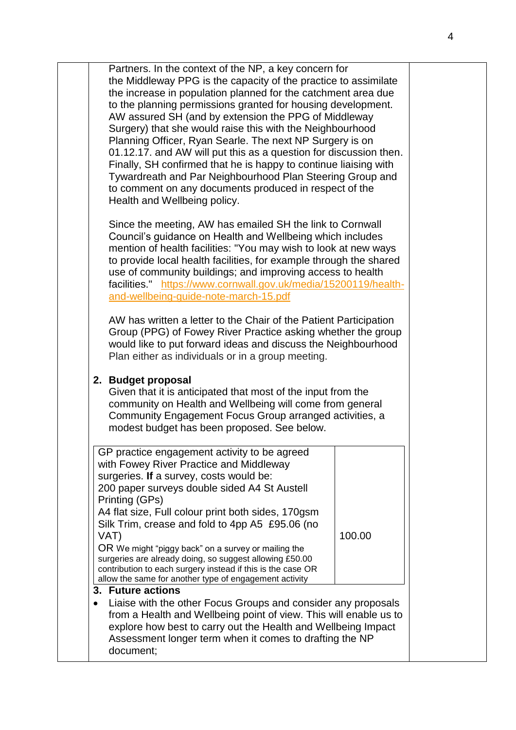Partners. In the context of the NP, a key concern for the Middleway PPG is the capacity of the practice to assimilate the increase in population planned for the catchment area due to the planning permissions granted for housing development. AW assured SH (and by extension the PPG of Middleway Surgery) that she would raise this with the Neighbourhood Planning Officer, Ryan Searle. The next NP Surgery is on 01.12.17. and AW will put this as a question for discussion then. Finally, SH confirmed that he is happy to continue liaising with Tywardreath and Par Neighbourhood Plan Steering Group and to comment on any documents produced in respect of the Health and Wellbeing policy.

Since the meeting, AW has emailed SH the link to Cornwall Council's guidance on Health and Wellbeing which includes mention of health facilities: "You may wish to look at new ways to provide local health facilities, for example through the shared use of community buildings; and improving access to health facilities." https://www.cornwall.gov.uk/media/15200119/health-and-wellbeing-guide-note-march-15.pdf

AW has written a letter to the Chair of the Patient Participation Group (PPG) of Fowey River Practice asking whether the group would like to put forward ideas and discuss the Neighbourhood Plan either as individuals or in a group meeting.

2. **Budget proposal**

Given that it is anticipated that most of the input from the community on Health and Wellbeing will come from general Community Engagement Focus Group arranged activities, a modest budget has been proposed. See below.

| | |
|---|---|
| GP practice engagement activity to be agreed with Fowey River Practice and Middleway surgeries. **If** a survey, costs would be: 200 paper surveys double sided A4 St Austell Printing (GPs) A4 flat size, Full colour print both sides, 170gsm Silk Trim, crease and fold to 4pp A5 £95.06 (no VAT) OR We might "piggy back" on a survey or mailing the surgeries are already doing, so suggest allowing £50.00 contribution to each surgery instead if this is the case OR allow the same for another type of engagement activity | 100.00 |

3. **Future actions**

- Liaise with the other Focus Groups and consider any proposals from a Health and Wellbeing point of view. This will enable us to explore how best to carry out the Health and Wellbeing Impact Assessment longer term when it comes to drafting the NP document;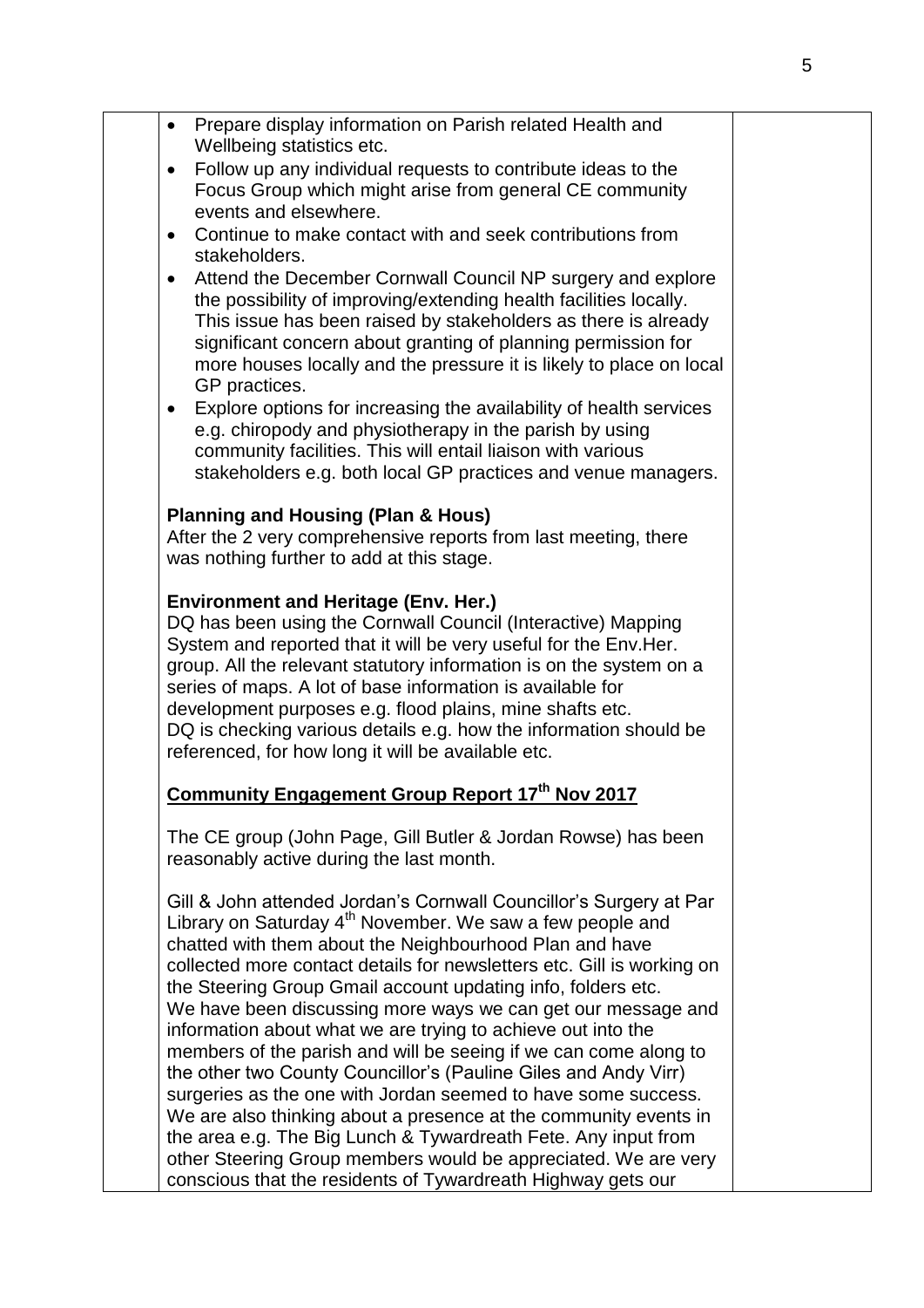- Prepare display information on Parish related Health and Wellbeing statistics etc.
- Follow up any individual requests to contribute ideas to the Focus Group which might arise from general CE community events and elsewhere.
- Continue to make contact with and seek contributions from stakeholders.
- Attend the December Cornwall Council NP surgery and explore the possibility of improving/extending health facilities locally. This issue has been raised by stakeholders as there is already significant concern about granting of planning permission for more houses locally and the pressure it is likely to place on local GP practices.
- Explore options for increasing the availability of health services e.g. chiropody and physiotherapy in the parish by using community facilities. This will entail liaison with various stakeholders e.g. both local GP practices and venue managers.

**Planning and Housing (Plan & Hous)**

After the 2 very comprehensive reports from last meeting, there was nothing further to add at this stage.

**Environment and Heritage (Env. Her.)**

DQ has been using the Cornwall Council (Interactive) Mapping System and reported that it will be very useful for the Env.Her. group. All the relevant statutory information is on the system on a series of maps. A lot of base information is available for development purposes e.g. flood plains, mine shafts etc.
DQ is checking various details e.g. how the information should be referenced, for how long it will be available etc.

**<u>Community Engagement Group Report 17th Nov 2017</u>**

The CE group (John Page, Gill Butler & Jordan Rowse) has been reasonably active during the last month.

Gill & John attended Jordan's Cornwall Councillor's Surgery at Par Library on Saturday 4th November. We saw a few people and chatted with them about the Neighbourhood Plan and have collected more contact details for newsletters etc. Gill is working on the Steering Group Gmail account updating info, folders etc.
We have been discussing more ways we can get our message and information about what we are trying to achieve out into the members of the parish and will be seeing if we can come along to the other two County Councillor's (Pauline Giles and Andy Virr) surgeries as the one with Jordan seemed to have some success. We are also thinking about a presence at the community events in the area e.g. The Big Lunch & Tywardreath Fete. Any input from other Steering Group members would be appreciated. We are very conscious that the residents of Tywardreath Highway gets our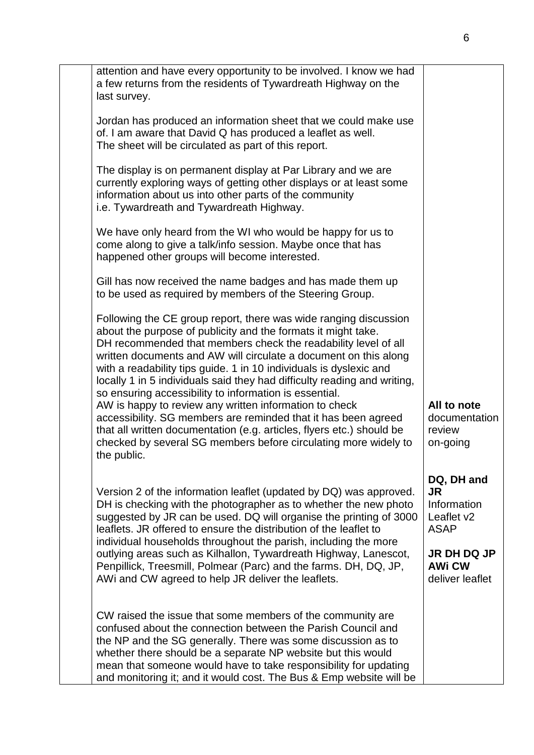| | | |
|---|---|---|
| | attention and have every opportunity to be involved. I know we had a few returns from the residents of Tywardreath Highway on the last survey.<br><br>Jordan has produced an information sheet that we could make use of. I am aware that David Q has produced a leaflet as well. The sheet will be circulated as part of this report.<br><br>The display is on permanent display at Par Library and we are currently exploring ways of getting other displays or at least some information about us into other parts of the community i.e. Tywardreath and Tywardreath Highway.<br><br>We have only heard from the WI who would be happy for us to come along to give a talk/info session. Maybe once that has happened other groups will become interested.<br><br>Gill has now received the name badges and has made them up to be used as required by members of the Steering Group.<br><br>Following the CE group report, there was wide ranging discussion about the purpose of publicity and the formats it might take. DH recommended that members check the readability level of all written documents and AW will circulate a document on this along with a readability tips guide. 1 in 10 individuals is dyslexic and locally 1 in 5 individuals said they had difficulty reading and writing, so ensuring accessibility to information is essential. AW is happy to review any written information to check accessibility. SG members are reminded that it has been agreed that all written documentation (e.g. articles, flyers etc.) should be checked by several SG members before circulating more widely to the public. | **All to note** documentation review on-going |
| | Version 2 of the information leaflet (updated by DQ) was approved. DH is checking with the photographer as to whether the new photo suggested by JR can be used. DQ will organise the printing of 3000 leaflets. JR offered to ensure the distribution of the leaflet to individual households throughout the parish, including the more outlying areas such as Kilhallon, Tywardreath Highway, Lanescot, Penpillick, Treesmill, Polmear (Parc) and the farms. DH, DQ, JP, AWi and CW agreed to help JR deliver the leaflets. | **DQ, DH and JR** Information Leaflet v2 ASAP<br><br>**JR DH DQ JP AWi CW** deliver leaflet |
| | CW raised the issue that some members of the community are confused about the connection between the Parish Council and the NP and the SG generally. There was some discussion as to whether there should be a separate NP website but this would mean that someone would have to take responsibility for updating and monitoring it; and it would cost. The Bus & Emp website will be | |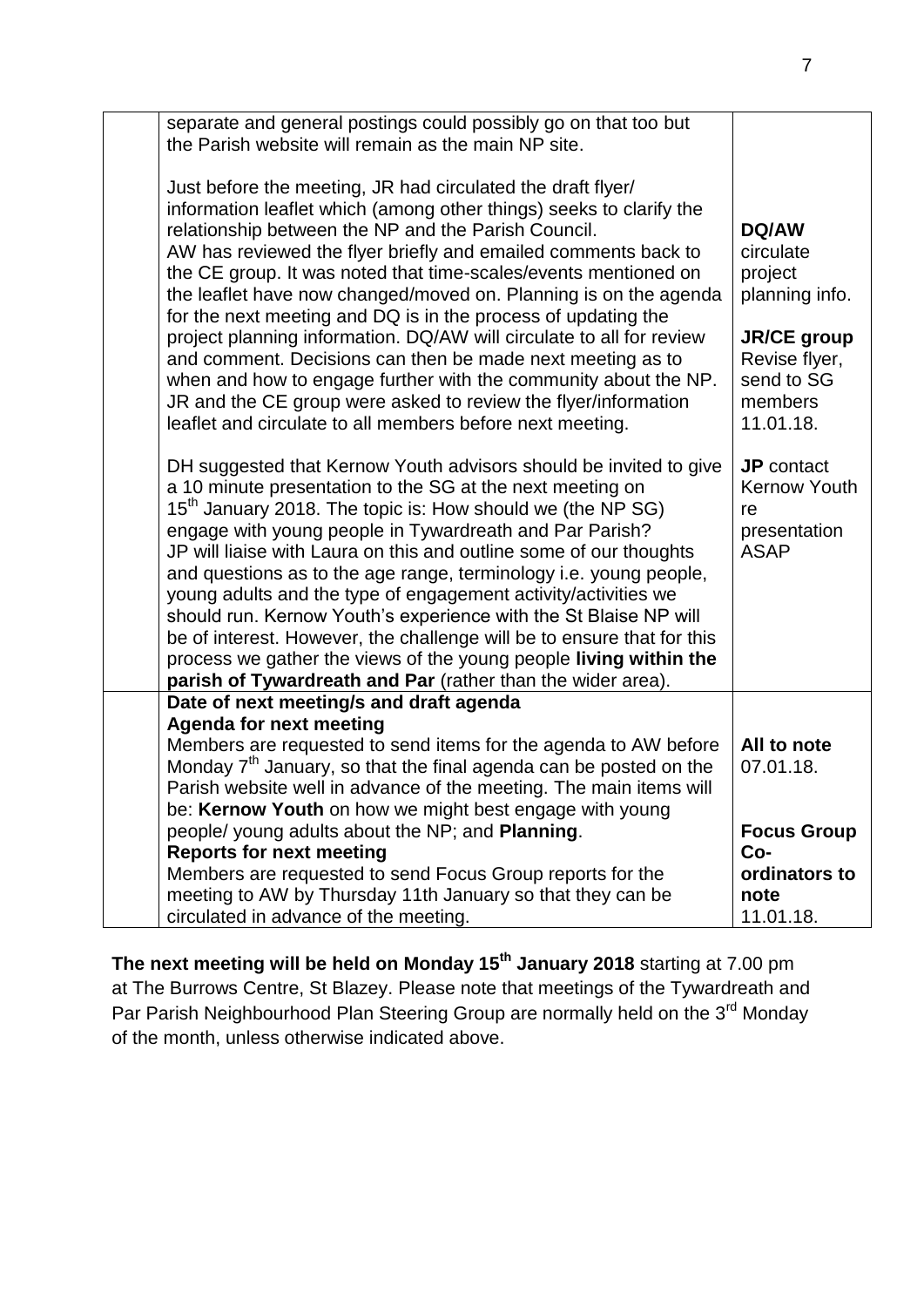| | | |
|---|---|---|
| | separate and general postings could possibly go on that too but the Parish website will remain as the main NP site.<br><br>Just before the meeting, JR had circulated the draft flyer/ information leaflet which (among other things) seeks to clarify the relationship between the NP and the Parish Council. AW has reviewed the flyer briefly and emailed comments back to the CE group. It was noted that time-scales/events mentioned on the leaflet have now changed/moved on. Planning is on the agenda for the next meeting and DQ is in the process of updating the project planning information. DQ/AW will circulate to all for review and comment. Decisions can then be made next meeting as to when and how to engage further with the community about the NP. JR and the CE group were asked to review the flyer/information leaflet and circulate to all members before next meeting.<br><br>DH suggested that Kernow Youth advisors should be invited to give a 10 minute presentation to the SG at the next meeting on 15th January 2018. The topic is: How should we (the NP SG) engage with young people in Tywardreath and Par Parish? JP will liaise with Laura on this and outline some of our thoughts and questions as to the age range, terminology i.e. young people, young adults and the type of engagement activity/activities we should run. Kernow Youth's experience with the St Blaise NP will be of interest. However, the challenge will be to ensure that for this process we gather the views of the young people **living within the parish of Tywardreath and Par** (rather than the wider area). | **DQ/AW** circulate project planning info.<br><br>**JR/CE group** Revise flyer, send to SG members 11.01.18.<br><br>**JP** contact Kernow Youth re presentation ASAP |
| | **Date of next meeting/s and draft agenda**<br>**Agenda for next meeting**<br>Members are requested to send items for the agenda to AW before Monday 7th January, so that the final agenda can be posted on the Parish website well in advance of the meeting. The main items will be: **Kernow Youth** on how we might best engage with young people/ young adults about the NP; and **Planning**.<br>**Reports for next meeting**<br>Members are requested to send Focus Group reports for the meeting to AW by Thursday 11th January so that they can be circulated in advance of the meeting. | **All to note** 07.01.18.<br><br>**Focus Group Co-ordinators to note** 11.01.18. |

**The next meeting will be held on Monday 15th January 2018** starting at 7.00 pm at The Burrows Centre, St Blazey. Please note that meetings of the Tywardreath and Par Parish Neighbourhood Plan Steering Group are normally held on the 3rd Monday of the month, unless otherwise indicated above.